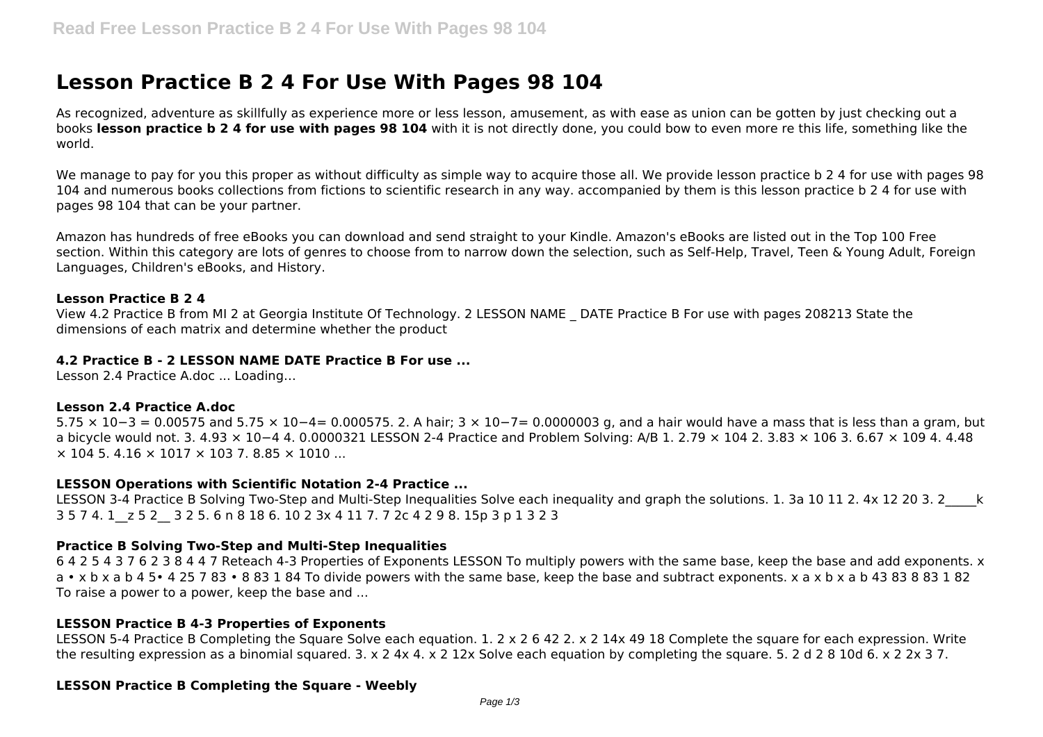# Lesson Practice B 2 4 For Use With Pages 98 104

As recognized, adventure as skillfully as experience more or less lesson, amusement, as with ease as union can be gotten by just checking out a books **lesson practice b 2 4 for use with pages 98 104** with it is not directly done, you could bow to even more re this life, something like the world.

We manage to pay for you this proper as without difficulty as simple way to acquire those all. We provide lesson practice b 2 4 for use with pages 98 104 and numerous books collections from fictions to scientific research in any way. accompanied by them is this lesson practice b 2 4 for use with pages 98 104 that can be your partner.

Amazon has hundreds of free eBooks you can download and send straight to your Kindle. Amazon's eBooks are listed out in the Top 100 Free section. Within this category are lots of genres to choose from to narrow down the selection, such as Self-Help, Travel, Teen & Young Adult, Foreign Languages, Children's eBooks, and History.

### Lesson Practice B 2 4

View 4.2 Practice B from MI 2 at Georgia Institute Of Technology. 2 LESSON NAME _ DATE Practice B For use with pages 208213 State the dimensions of each matrix and determine whether the product

### 4.2 Practice B - 2 LESSON NAME DATE Practice B For use ...

Lesson 2.4 Practice A.doc ... Loading…

### Lesson 2.4 Practice A.doc

$5.75 \times 10^{-3} = 0.00575$ and $5.75 \times 10^{-4} = 0.000575$. 2. A hair; $3 \times 10^{-7} = 0.0000003$ g, and a hair would have a mass that is less than a gram, but a bicycle would not. 3. $4.93 \times 10^{-4}$ 4. 0.0000321 LESSON 2-4 Practice and Problem Solving: A/B 1. 2.79 × 104 2. 3.83 × 106 3. 6.67 × 109 4. 4.48 × 104 5. 4.16 × 1017 × 103 7. 8.85 × 1010 ...

### LESSON Operations with Scientific Notation 2-4 Practice ...

LESSON 3-4 Practice B Solving Two-Step and Multi-Step Inequalities Solve each inequality and graph the solutions. 1. 3a 10 11 2. 4x 12 20 3. 2_____k 3 5 7 4. 1__z 5 2__ 3 2 5. 6 n 8 18 6. 10 2 3x 4 11 7. 7 2c 4 2 9 8. 15p 3 p 1 3 2 3

### Practice B Solving Two-Step and Multi-Step Inequalities

6 4 2 5 4 3 7 6 2 3 8 4 4 7 Reteach 4-3 Properties of Exponents LESSON To multiply powers with the same base, keep the base and add exponents. x a • x b x a b 4 5• 4 25 7 83 • 8 83 1 84 To divide powers with the same base, keep the base and subtract exponents. x a x b x a b 43 83 8 83 1 82 To raise a power to a power, keep the base and ...

### LESSON Practice B 4-3 Properties of Exponents

LESSON 5-4 Practice B Completing the Square Solve each equation. 1. 2 x 2 6 42 2. x 2 14x 49 18 Complete the square for each expression. Write the resulting expression as a binomial squared. 3. x 2 4x 4. x 2 12x Solve each equation by completing the square. 5. 2 d 2 8 10d 6. x 2 2x 3 7.

### LESSON Practice B Completing the Square - Weebly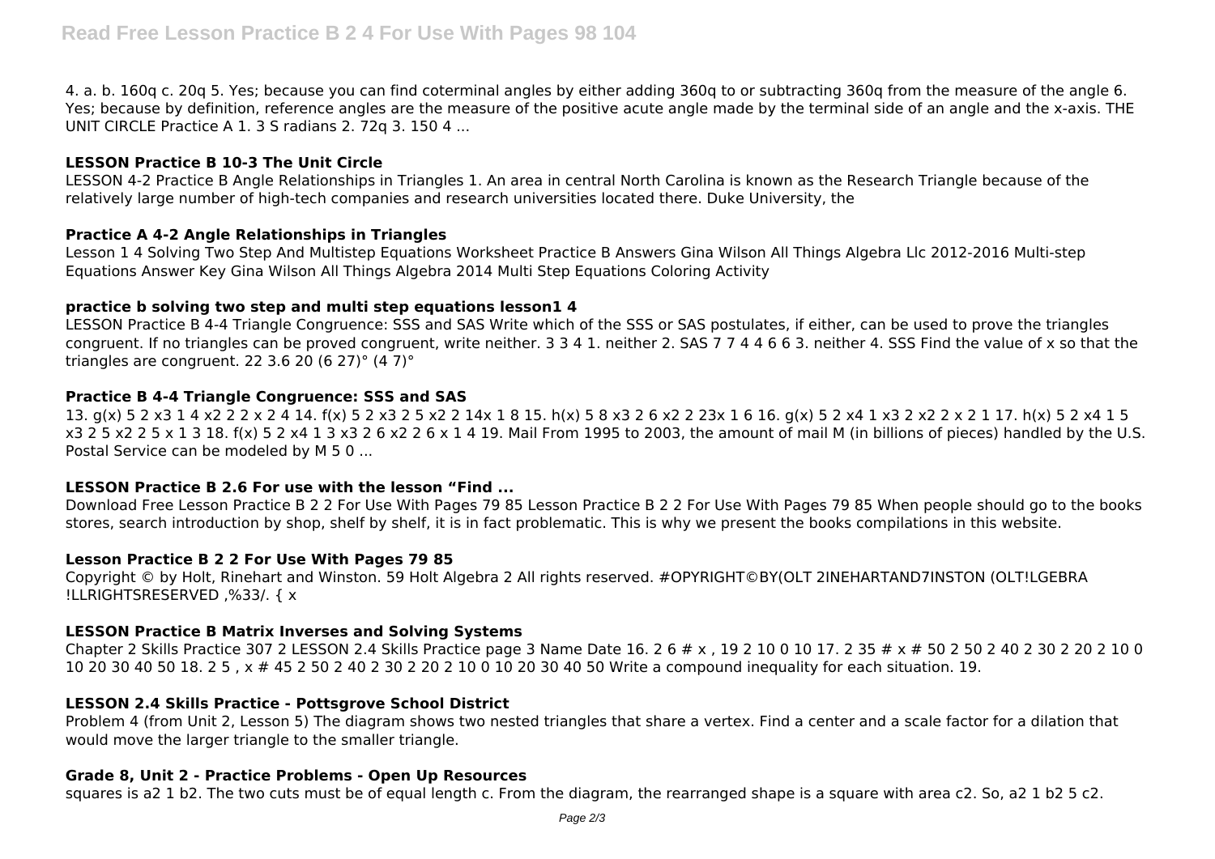4. a. b. 160q c. 20q 5. Yes; because you can find coterminal angles by either adding 360q to or subtracting 360q from the measure of the angle 6. Yes; because by definition, reference angles are the measure of the positive acute angle made by the terminal side of an angle and the x-axis. THE UNIT CIRCLE Practice A 1. 3 S radians 2. 72q 3. 150 4 ...

### LESSON Practice B 10-3 The Unit Circle

LESSON 4-2 Practice B Angle Relationships in Triangles 1. An area in central North Carolina is known as the Research Triangle because of the relatively large number of high-tech companies and research universities located there. Duke University, the

### Practice A 4-2 Angle Relationships in Triangles

Lesson 1 4 Solving Two Step And Multistep Equations Worksheet Practice B Answers Gina Wilson All Things Algebra Llc 2012-2016 Multi-step Equations Answer Key Gina Wilson All Things Algebra 2014 Multi Step Equations Coloring Activity

### practice b solving two step and multi step equations lesson1 4

LESSON Practice B 4-4 Triangle Congruence: SSS and SAS Write which of the SSS or SAS postulates, if either, can be used to prove the triangles congruent. If no triangles can be proved congruent, write neither. 3 3 4 1. neither 2. SAS 7 7 4 4 6 6 3. neither 4. SSS Find the value of x so that the triangles are congruent. 22 3.6 20 (6 27)° (4 7)°

### Practice B 4-4 Triangle Congruence: SSS and SAS

13. g(x) 5 2 x3 1 4 x2 2 2 x 2 4 14. f(x) 5 2 x3 2 5 x2 2 14x 1 8 15. h(x) 5 8 x3 2 6 x2 2 23x 1 6 16. g(x) 5 2 x4 1 x3 2 x2 2 x 2 1 17. h(x) 5 2 x4 1 5 x3 2 5 x2 2 5 x 1 3 18. f(x) 5 2 x4 1 3 x3 2 6 x2 2 6 x 1 4 19. Mail From 1995 to 2003, the amount of mail M (in billions of pieces) handled by the U.S. Postal Service can be modeled by M 5 0 ...

### LESSON Practice B 2.6 For use with the lesson “Find ...

Download Free Lesson Practice B 2 2 For Use With Pages 79 85 Lesson Practice B 2 2 For Use With Pages 79 85 When people should go to the books stores, search introduction by shop, shelf by shelf, it is in fact problematic. This is why we present the books compilations in this website.

### Lesson Practice B 2 2 For Use With Pages 79 85

Copyright © by Holt, Rinehart and Winston. 59 Holt Algebra 2 All rights reserved. #OPYRIGHT©BY(OLT 2INEHARTAND7INSTON (OLT!LGEBRA !LLRIGHTSRESERVED ,%33/. { x

### LESSON Practice B Matrix Inverses and Solving Systems

Chapter 2 Skills Practice 307 2 LESSON 2.4 Skills Practice page 3 Name Date 16. 2 6 # x , 19 2 10 0 10 17. 2 35 # x # 50 2 50 2 40 2 30 2 20 2 10 0 10 20 30 40 50 18. 2 5 , x # 45 2 50 2 40 2 30 2 20 2 10 0 10 20 30 40 50 Write a compound inequality for each situation. 19.

### LESSON 2.4 Skills Practice - Pottsgrove School District

Problem 4 (from Unit 2, Lesson 5) The diagram shows two nested triangles that share a vertex. Find a center and a scale factor for a dilation that would move the larger triangle to the smaller triangle.

### Grade 8, Unit 2 - Practice Problems - Open Up Resources

squares is a2 1 b2. The two cuts must be of equal length c. From the diagram, the rearranged shape is a square with area c2. So, a2 1 b2 5 c2.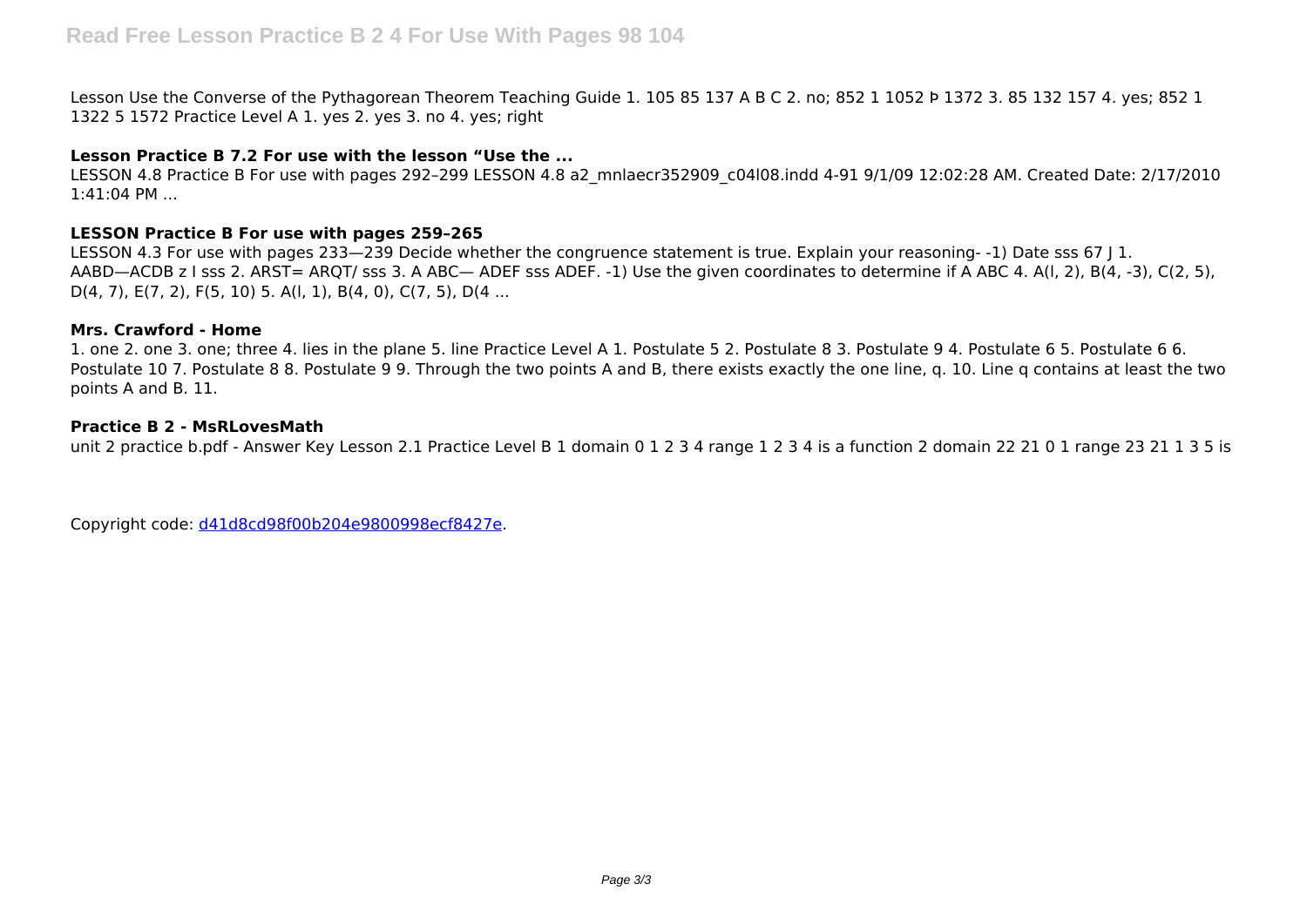Lesson Use the Converse of the Pythagorean Theorem Teaching Guide 1. 105 85 137 A B C 2. no; 852 1 1052 Þ 1372 3. 85 132 157 4. yes; 852 1 1322 5 1572 Practice Level A 1. yes 2. yes 3. no 4. yes; right

**Lesson Practice B 7.2 For use with the lesson "Use the ...**

LESSON 4.8 Practice B For use with pages 292–299 LESSON 4.8 a2_mnlaecr352909_c04l08.indd 4-91 9/1/09 12:02:28 AM. Created Date: 2/17/2010 1:41:04 PM ...

**LESSON Practice B For use with pages 259–265**

LESSON 4.3 For use with pages 233—239 Decide whether the congruence statement is true. Explain your reasoning- -1) Date sss 67 J 1. AABD—ACDB z I sss 2. ARST= ARQT/ sss 3. A ABC— ADEF sss ADEF. -1) Use the given coordinates to determine if A ABC 4. A(l, 2), B(4, -3), C(2, 5), D(4, 7), E(7, 2), F(5, 10) 5. A(l, 1), B(4, 0), C(7, 5), D(4 ...

**Mrs. Crawford - Home**

1. one 2. one 3. one; three 4. lies in the plane 5. line Practice Level A 1. Postulate 5 2. Postulate 8 3. Postulate 9 4. Postulate 6 5. Postulate 6 6. Postulate 10 7. Postulate 8 8. Postulate 9 9. Through the two points A and B, there exists exactly the one line, q. 10. Line q contains at least the two points A and B. 11.

**Practice B 2 - MsRLovesMath**

unit 2 practice b.pdf - Answer Key Lesson 2.1 Practice Level B 1 domain 0 1 2 3 4 range 1 2 3 4 is a function 2 domain 22 21 0 1 range 23 21 1 3 5 is

Copyright code: d41d8cd98f00b204e9800998ecf8427e.